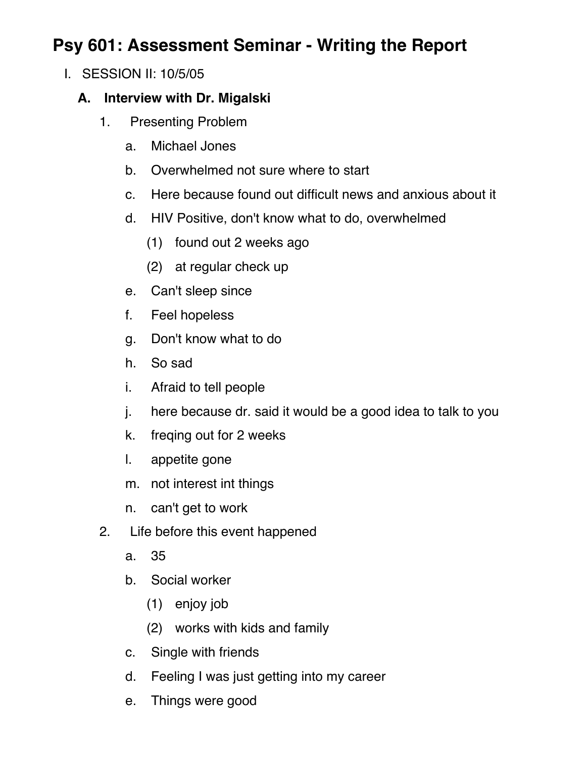# Psy 601: Assessment Seminar - Writing the Report

I. SESSION II: 10/5/05

   A. **Interview with Dr. Migalski**

      1. Presenting Problem

         a. Michael Jones

         b. Overwhelmed not sure where to start

         c. Here because found out difficult news and anxious about it

         d. HIV Positive, don't know what to do, overwhelmed

            (1) found out 2 weeks ago

            (2) at regular check up

         e. Can't sleep since

         f. Feel hopeless

         g. Don't know what to do

         h. So sad

         i. Afraid to tell people

         j. here because dr. said it would be a good idea to talk to you

         k. freqing out for 2 weeks

         l. appetite gone

         m. not interest int things

         n. can't get to work

      2. Life before this event happened

         a. 35

         b. Social worker

            (1) enjoy job

            (2) works with kids and family

         c. Single with friends

         d. Feeling I was just getting into my career

         e. Things were good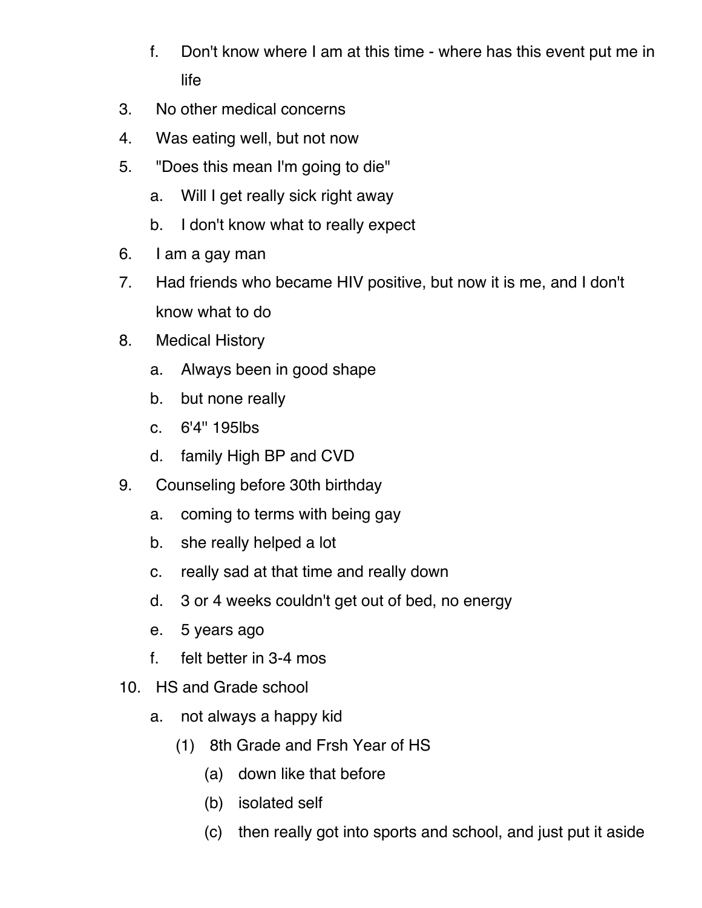f. Don't know where I am at this time - where has this event put me in life

3. No other medical concerns
4. Was eating well, but not now
5. "Does this mean I'm going to die"
   a. Will I get really sick right away
   b. I don't know what to really expect
6. I am a gay man
7. Had friends who became HIV positive, but now it is me, and I don't know what to do
8. Medical History
   a. Always been in good shape
   b. but none really
   c. 6'4" 195lbs
   d. family High BP and CVD
9. Counseling before 30th birthday
   a. coming to terms with being gay
   b. she really helped a lot
   c. really sad at that time and really down
   d. 3 or 4 weeks couldn't get out of bed, no energy
   e. 5 years ago
   f. felt better in 3-4 mos
10. HS and Grade school
    a. not always a happy kid
       (1) 8th Grade and Frsh Year of HS
          (a) down like that before
          (b) isolated self
          (c) then really got into sports and school, and just put it aside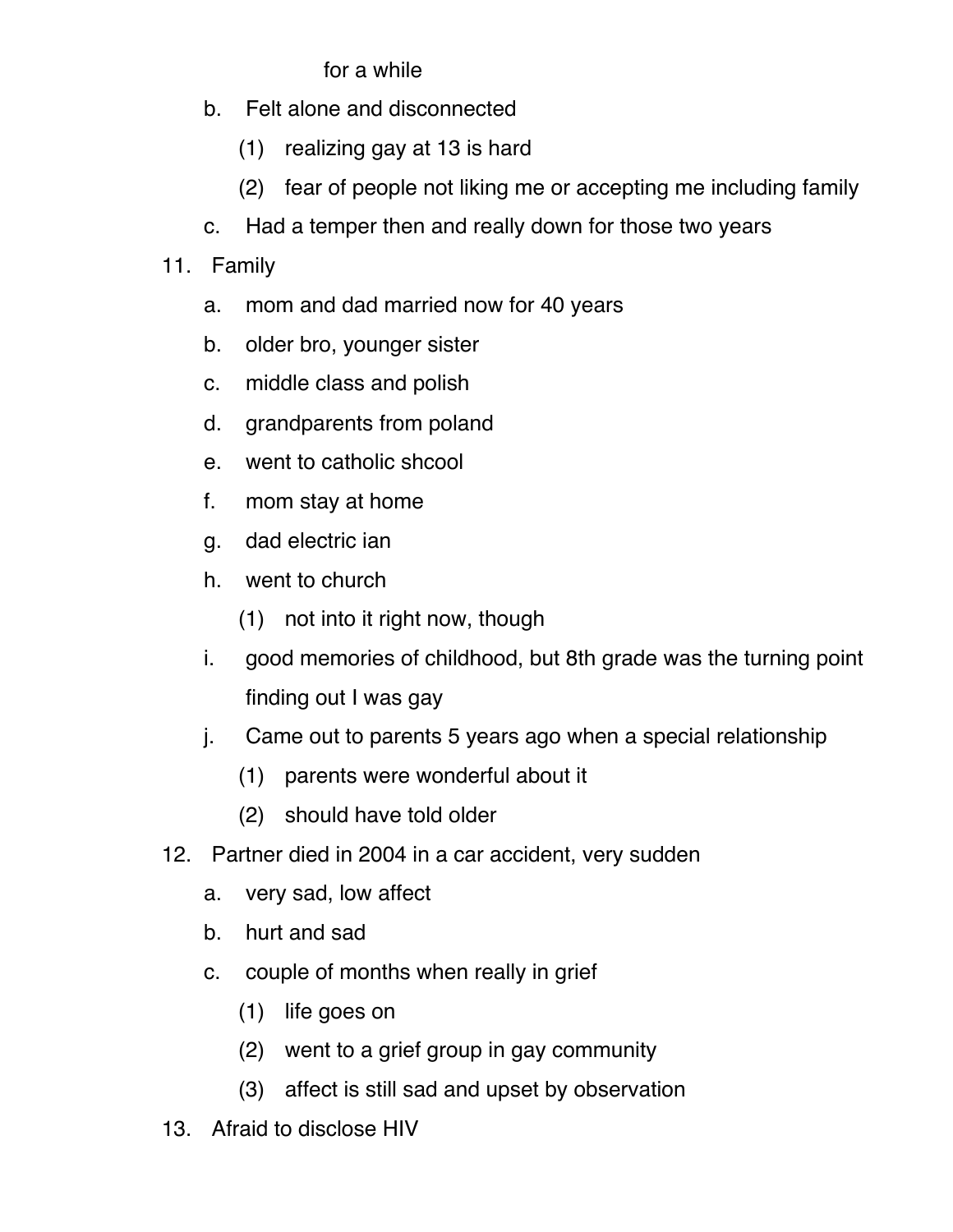for a while

   b. Felt alone and disconnected
      (1) realizing gay at 13 is hard
      (2) fear of people not liking me or accepting me including family
   c. Had a temper then and really down for those two years

11. Family
   a. mom and dad married now for 40 years
   b. older bro, younger sister
   c. middle class and polish
   d. grandparents from poland
   e. went to catholic shcool
   f. mom stay at home
   g. dad electric ian
   h. went to church
      (1) not into it right now, though
   i. good memories of childhood, but 8th grade was the turning point finding out I was gay
   j. Came out to parents 5 years ago when a special relationship
      (1) parents were wonderful about it
      (2) should have told older

12. Partner died in 2004 in a car accident, very sudden
   a. very sad, low affect
   b. hurt and sad
   c. couple of months when really in grief
      (1) life goes on
      (2) went to a grief group in gay community
      (3) affect is still sad and upset by observation

13. Afraid to disclose HIV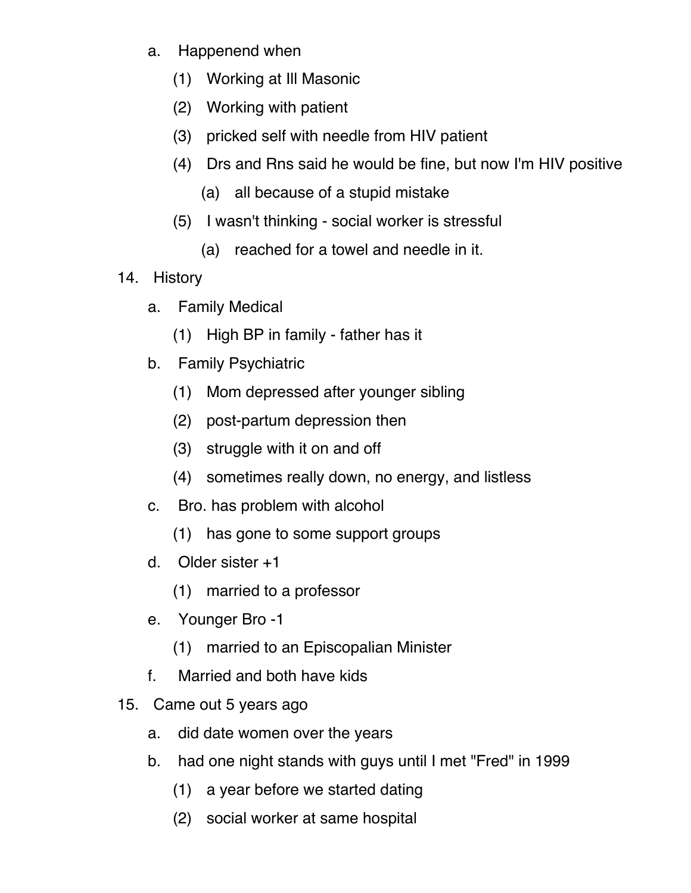- a. Happenend when
    - (1) Working at Ill Masonic
    - (2) Working with patient
    - (3) pricked self with needle from HIV patient
    - (4) Drs and Rns said he would be fine, but now I'm HIV positive
        - (a) all because of a stupid mistake
    - (5) I wasn't thinking - social worker is stressful
        - (a) reached for a towel and needle in it.

14. History
    - a. Family Medical
        - (1) High BP in family - father has it
    - b. Family Psychiatric
        - (1) Mom depressed after younger sibling
        - (2) post-partum depression then
        - (3) struggle with it on and off
        - (4) sometimes really down, no energy, and listless
    - c. Bro. has problem with alcohol
        - (1) has gone to some support groups
    - d. Older sister +1
        - (1) married to a professor
    - e. Younger Bro -1
        - (1) married to an Episcopalian Minister
    - f. Married and both have kids

15. Came out 5 years ago
    - a. did date women over the years
    - b. had one night stands with guys until I met "Fred" in 1999
        - (1) a year before we started dating
        - (2) social worker at same hospital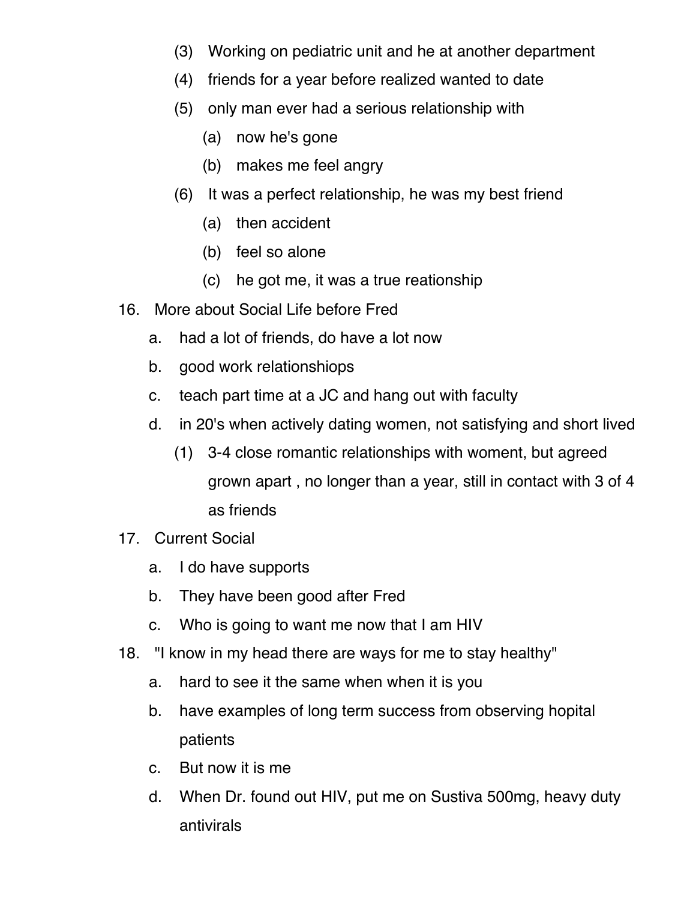(3) Working on pediatric unit and he at another department

(4) friends for a year before realized wanted to date

(5) only man ever had a serious relationship with

  (a) now he's gone

  (b) makes me feel angry

(6) It was a perfect relationship, he was my best friend

  (a) then accident

  (b) feel so alone

  (c) he got me, it was a true reationship

16. More about Social Life before Fred
    a. had a lot of friends, do have a lot now
    b. good work relationshiops
    c. teach part time at a JC and hang out with faculty
    d. in 20's when actively dating women, not satisfying and short lived
       (1) 3-4 close romantic relationships with woment, but agreed grown apart , no longer than a year, still in contact with 3 of 4 as friends
17. Current Social
    a. I do have supports
    b. They have been good after Fred
    c. Who is going to want me now that I am HIV
18. "I know in my head there are ways for me to stay healthy"
    a. hard to see it the same when when it is you
    b. have examples of long term success from observing hopital patients
    c. But now it is me
    d. When Dr. found out HIV, put me on Sustiva 500mg, heavy duty antivirals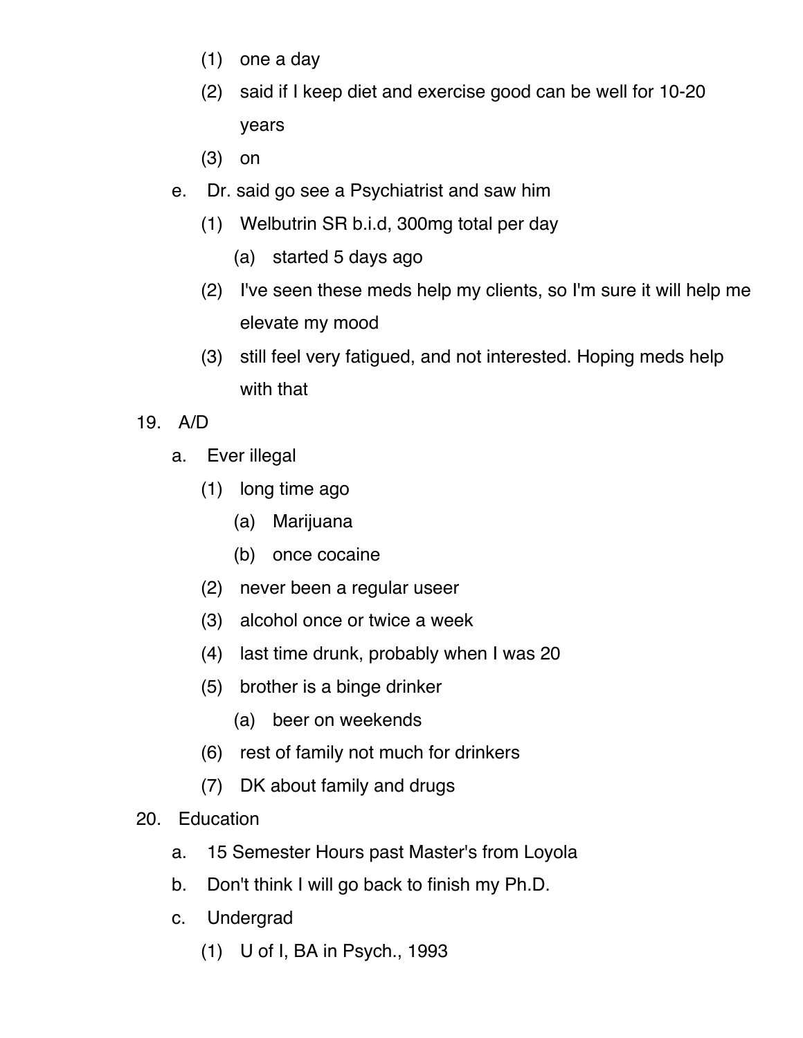(1) one a day

(2) said if I keep diet and exercise good can be well for 10-20 years

(3) on

e. Dr. said go see a Psychiatrist and saw him

(1) Welbutrin SR b.i.d, 300mg total per day

(a) started 5 days ago

(2) I've seen these meds help my clients, so I'm sure it will help me elevate my mood

(3) still feel very fatigued, and not interested. Hoping meds help with that

19. A/D

a. Ever illegal

(1) long time ago

(a) Marijuana

(b) once cocaine

(2) never been a regular useer

(3) alcohol once or twice a week

(4) last time drunk, probably when I was 20

(5) brother is a binge drinker

(a) beer on weekends

(6) rest of family not much for drinkers

(7) DK about family and drugs

20. Education

a. 15 Semester Hours past Master's from Loyola

b. Don't think I will go back to finish my Ph.D.

c. Undergrad

(1) U of I, BA in Psych., 1993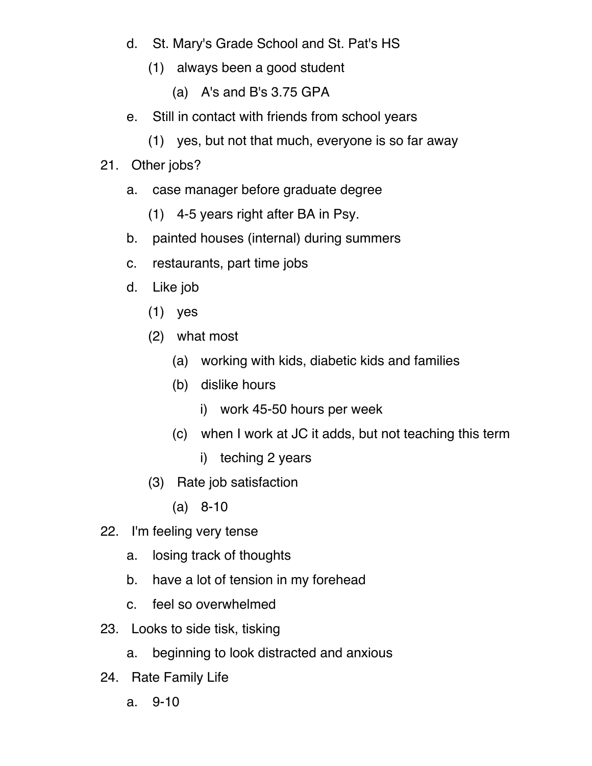- d. St. Mary's Grade School and St. Pat's HS
  - (1) always been a good student
    - (a) A's and B's 3.75 GPA
- e. Still in contact with friends from school years
  - (1) yes, but not that much, everyone is so far away

21. Other jobs?
    - a. case manager before graduate degree
      - (1) 4-5 years right after BA in Psy.
    - b. painted houses (internal) during summers
    - c. restaurants, part time jobs
    - d. Like job
      - (1) yes
      - (2) what most
        - (a) working with kids, diabetic kids and families
        - (b) dislike hours
          - i) work 45-50 hours per week
        - (c) when I work at JC it adds, but not teaching this term
          - i) teching 2 years
      - (3) Rate job satisfaction
        - (a) 8-10
22. I'm feeling very tense
    - a. losing track of thoughts
    - b. have a lot of tension in my forehead
    - c. feel so overwhelmed
23. Looks to side tisk, tisking
    - a. beginning to look distracted and anxious
24. Rate Family Life
    - a. 9-10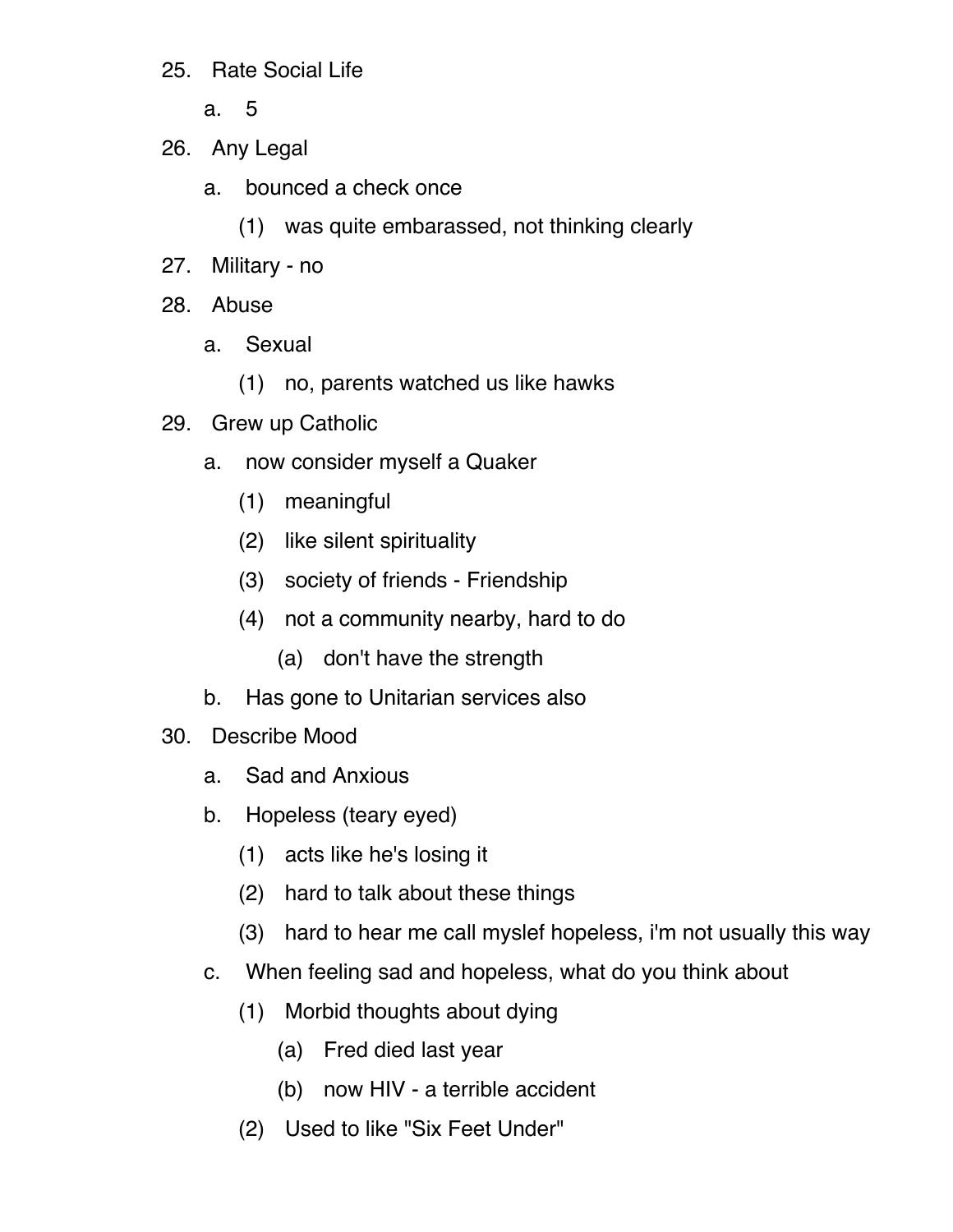25. Rate Social Life
    a. 5
26. Any Legal
    a. bounced a check once
        (1) was quite embarassed, not thinking clearly
27. Military - no
28. Abuse
    a. Sexual
        (1) no, parents watched us like hawks
29. Grew up Catholic
    a. now consider myself a Quaker
        (1) meaningful
        (2) like silent spirituality
        (3) society of friends - Friendship
        (4) not a community nearby, hard to do
            (a) don't have the strength
    b. Has gone to Unitarian services also
30. Describe Mood
    a. Sad and Anxious
    b. Hopeless (teary eyed)
        (1) acts like he's losing it
        (2) hard to talk about these things
        (3) hard to hear me call myslef hopeless, i'm not usually this way
    c. When feeling sad and hopeless, what do you think about
        (1) Morbid thoughts about dying
            (a) Fred died last year
            (b) now HIV - a terrible accident
        (2) Used to like "Six Feet Under"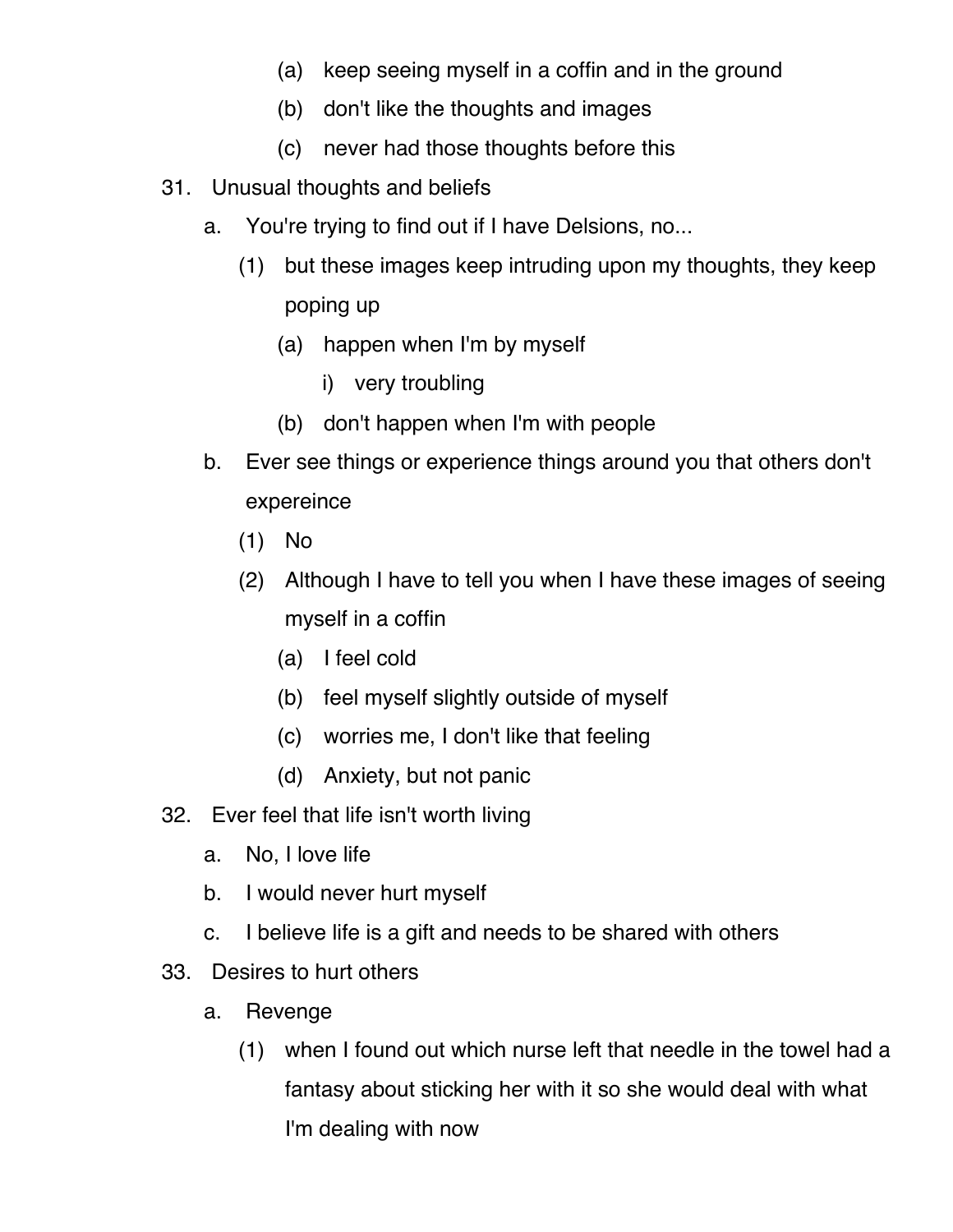(a) keep seeing myself in a coffin and in the ground
            (b) don't like the thoughts and images
            (c) never had those thoughts before this

31. Unusual thoughts and beliefs
    a. You're trying to find out if I have Delsions, no...
        (1) but these images keep intruding upon my thoughts, they keep poping up
            (a) happen when I'm by myself
                i) very troubling
            (b) don't happen when I'm with people
    b. Ever see things or experience things around you that others don't expereince
        (1) No
        (2) Although I have to tell you when I have these images of seeing myself in a coffin
            (a) I feel cold
            (b) feel myself slightly outside of myself
            (c) worries me, I don't like that feeling
            (d) Anxiety, but not panic
32. Ever feel that life isn't worth living
    a. No, I love life
    b. I would never hurt myself
    c. I believe life is a gift and needs to be shared with others
33. Desires to hurt others
    a. Revenge
        (1) when I found out which nurse left that needle in the towel had a fantasy about sticking her with it so she would deal with what I'm dealing with now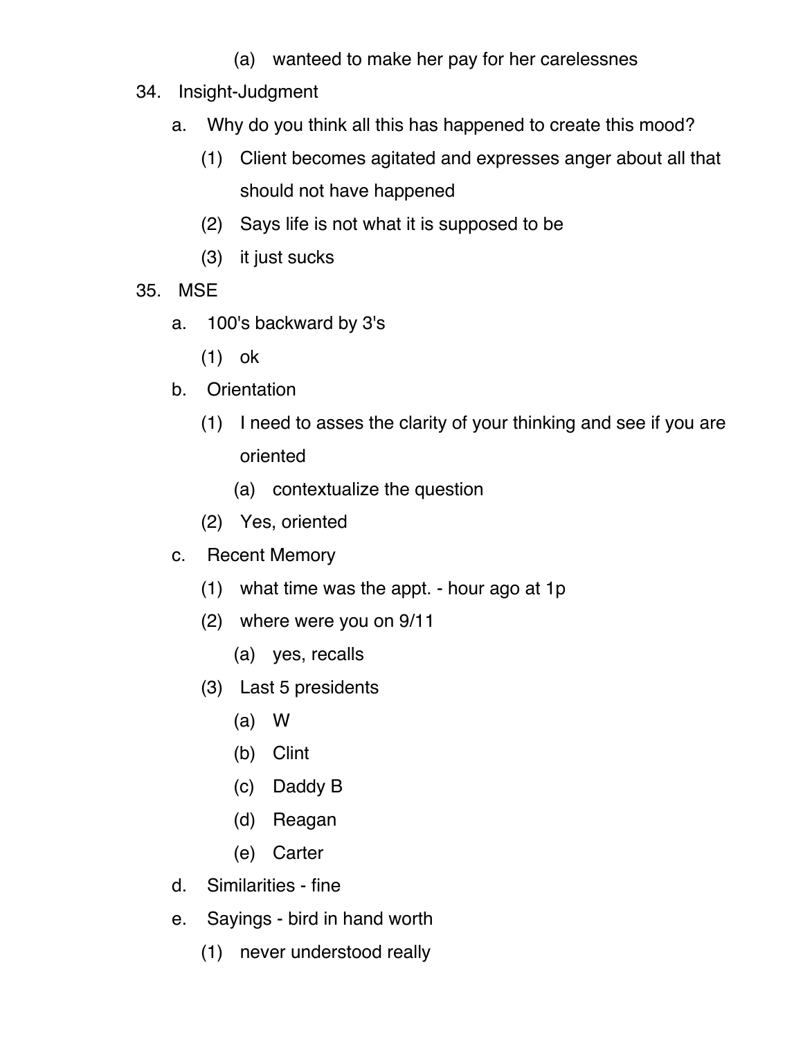- (a) wanteed to make her pay for her carelessnes

34. Insight-Judgment
    a. Why do you think all this has happened to create this mood?
       - (1) Client becomes agitated and expresses anger about all that should not have happened
       - (2) Says life is not what it is supposed to be
       - (3) it just sucks
35. MSE
    a. 100's backward by 3's
       - (1) ok

    b. Orientation
       - (1) I need to asses the clarity of your thinking and see if you are oriented
         - (a) contextualize the question
       - (2) Yes, oriented

    c. Recent Memory
       - (1) what time was the appt. - hour ago at 1p
       - (2) where were you on 9/11
         - (a) yes, recalls
       - (3) Last 5 presidents
         - (a) W
         - (b) Clint
         - (c) Daddy B
         - (d) Reagan
         - (e) Carter

    d. Similarities - fine

    e. Sayings - bird in hand worth
       - (1) never understood really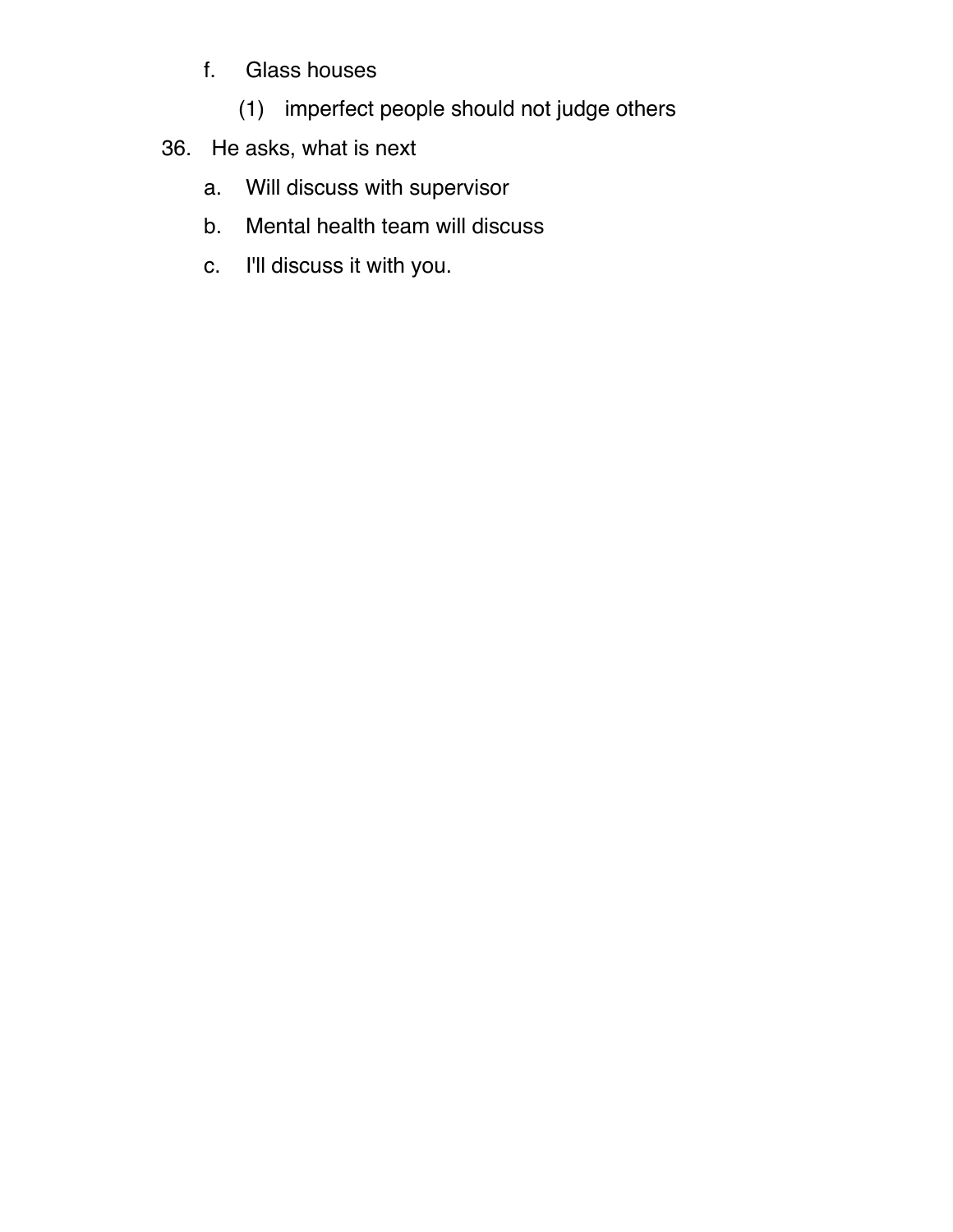f. Glass houses

    (1) imperfect people should not judge others

36. He asks, what is next

    a. Will discuss with supervisor

    b. Mental health team will discuss

    c. I'll discuss it with you.